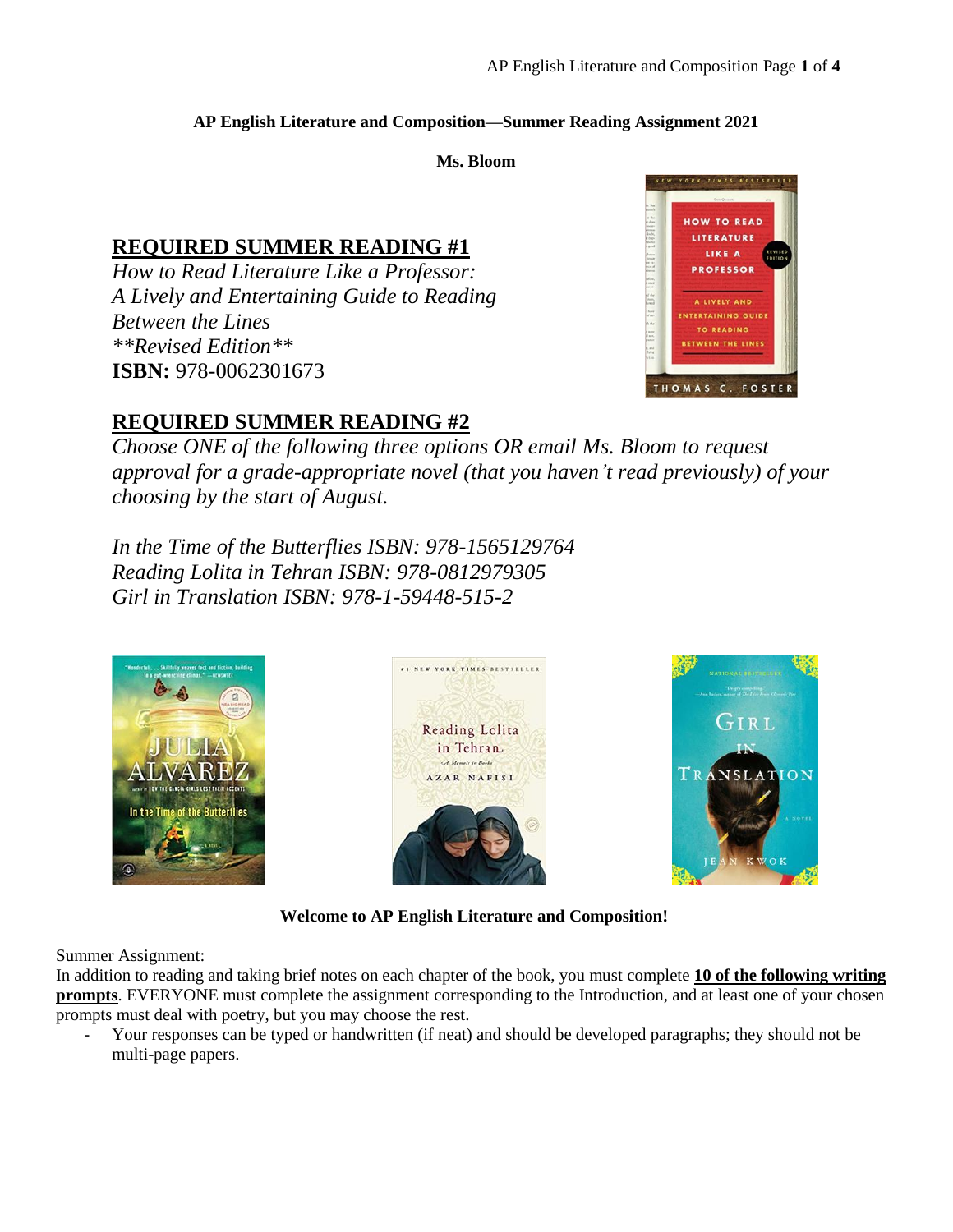**AP English Literature and Composition—Summer Reading Assignment 2021**

**Ms. Bloom**

## REQUIRED SUMMER READING #1

*How to Read Literature Like a Professor: A Lively and Entertaining Guide to Reading Between the Lines*
*\*\*Revised Edition\*\**
**ISBN:** 978-0062301673

## REQUIRED SUMMER READING #2

*Choose ONE of the following three options OR email Ms. Bloom to request approval for a grade-appropriate novel (that you haven't read previously) of your choosing by the start of August.*

*In the Time of the Butterflies ISBN: 978-1565129764*
*Reading Lolita in Tehran ISBN: 978-0812979305*
*Girl in Translation ISBN: 978-1-59448-515-2*

**Welcome to AP English Literature and Composition!**

Summer Assignment:
In addition to reading and taking brief notes on each chapter of the book, you must complete **10 of the following writing prompts**. EVERYONE must complete the assignment corresponding to the Introduction, and at least one of your chosen prompts must deal with poetry, but you may choose the rest.

- Your responses can be typed or handwritten (if neat) and should be developed paragraphs; they should not be multi-page papers.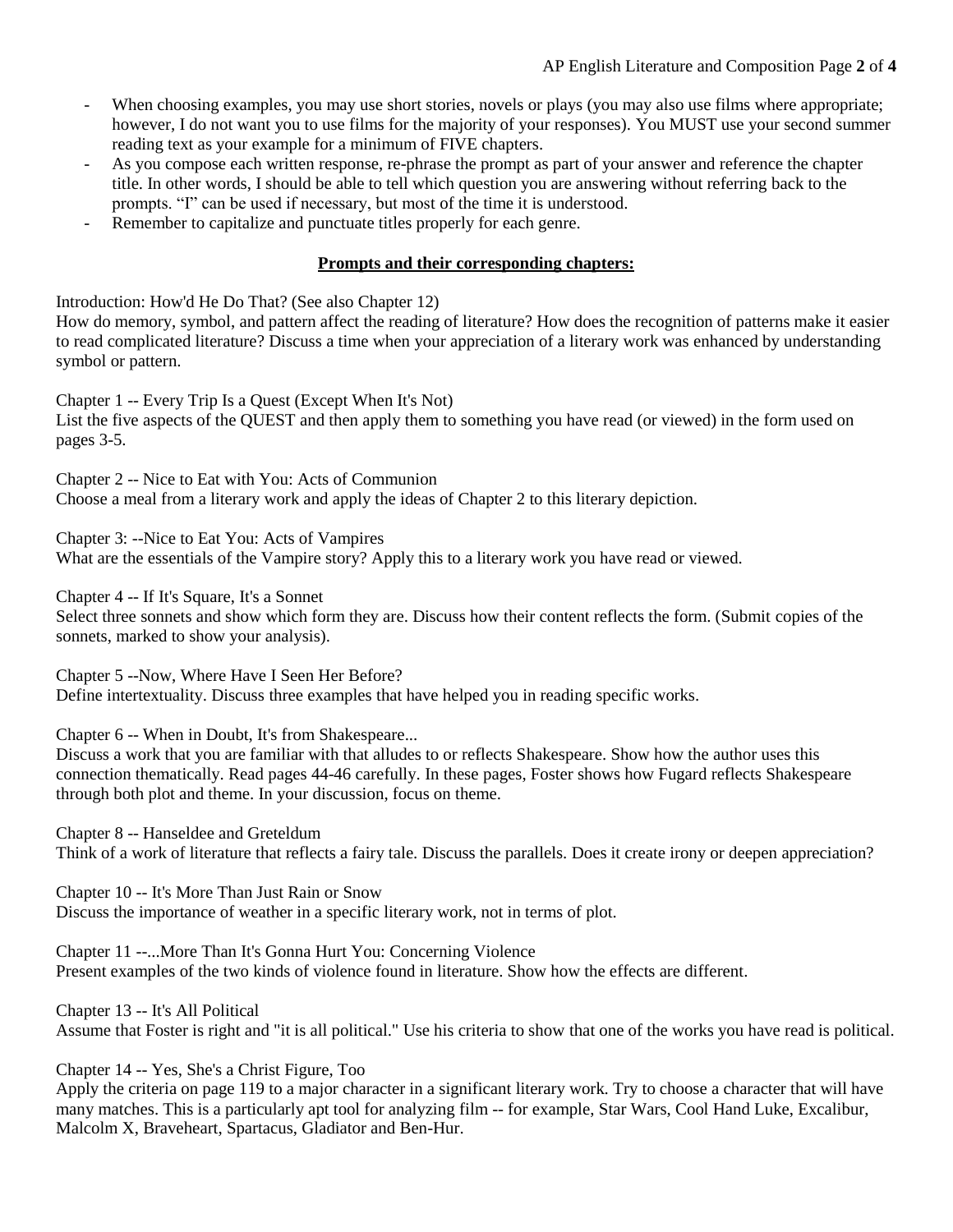- When choosing examples, you may use short stories, novels or plays (you may also use films where appropriate; however, I do not want you to use films for the majority of your responses). You MUST use your second summer reading text as your example for a minimum of FIVE chapters.
- As you compose each written response, re-phrase the prompt as part of your answer and reference the chapter title. In other words, I should be able to tell which question you are answering without referring back to the prompts. "I" can be used if necessary, but most of the time it is understood.
- Remember to capitalize and punctuate titles properly for each genre.

## Prompts and their corresponding chapters:

Introduction: How'd He Do That? (See also Chapter 12)
How do memory, symbol, and pattern affect the reading of literature? How does the recognition of patterns make it easier to read complicated literature? Discuss a time when your appreciation of a literary work was enhanced by understanding symbol or pattern.

Chapter 1 -- Every Trip Is a Quest (Except When It's Not)
List the five aspects of the QUEST and then apply them to something you have read (or viewed) in the form used on pages 3-5.

Chapter 2 -- Nice to Eat with You: Acts of Communion
Choose a meal from a literary work and apply the ideas of Chapter 2 to this literary depiction.

Chapter 3: --Nice to Eat You: Acts of Vampires
What are the essentials of the Vampire story? Apply this to a literary work you have read or viewed.

Chapter 4 -- If It's Square, It's a Sonnet
Select three sonnets and show which form they are. Discuss how their content reflects the form. (Submit copies of the sonnets, marked to show your analysis).

Chapter 5 --Now, Where Have I Seen Her Before?
Define intertextuality. Discuss three examples that have helped you in reading specific works.

Chapter 6 -- When in Doubt, It's from Shakespeare...
Discuss a work that you are familiar with that alludes to or reflects Shakespeare. Show how the author uses this connection thematically. Read pages 44-46 carefully. In these pages, Foster shows how Fugard reflects Shakespeare through both plot and theme. In your discussion, focus on theme.

Chapter 8 -- Hanseldee and Greteldum
Think of a work of literature that reflects a fairy tale. Discuss the parallels. Does it create irony or deepen appreciation?

Chapter 10 -- It's More Than Just Rain or Snow
Discuss the importance of weather in a specific literary work, not in terms of plot.

Chapter 11 --...More Than It's Gonna Hurt You: Concerning Violence
Present examples of the two kinds of violence found in literature. Show how the effects are different.

Chapter 13 -- It's All Political
Assume that Foster is right and "it is all political." Use his criteria to show that one of the works you have read is political.

Chapter 14 -- Yes, She's a Christ Figure, Too
Apply the criteria on page 119 to a major character in a significant literary work. Try to choose a character that will have many matches. This is a particularly apt tool for analyzing film -- for example, Star Wars, Cool Hand Luke, Excalibur, Malcolm X, Braveheart, Spartacus, Gladiator and Ben-Hur.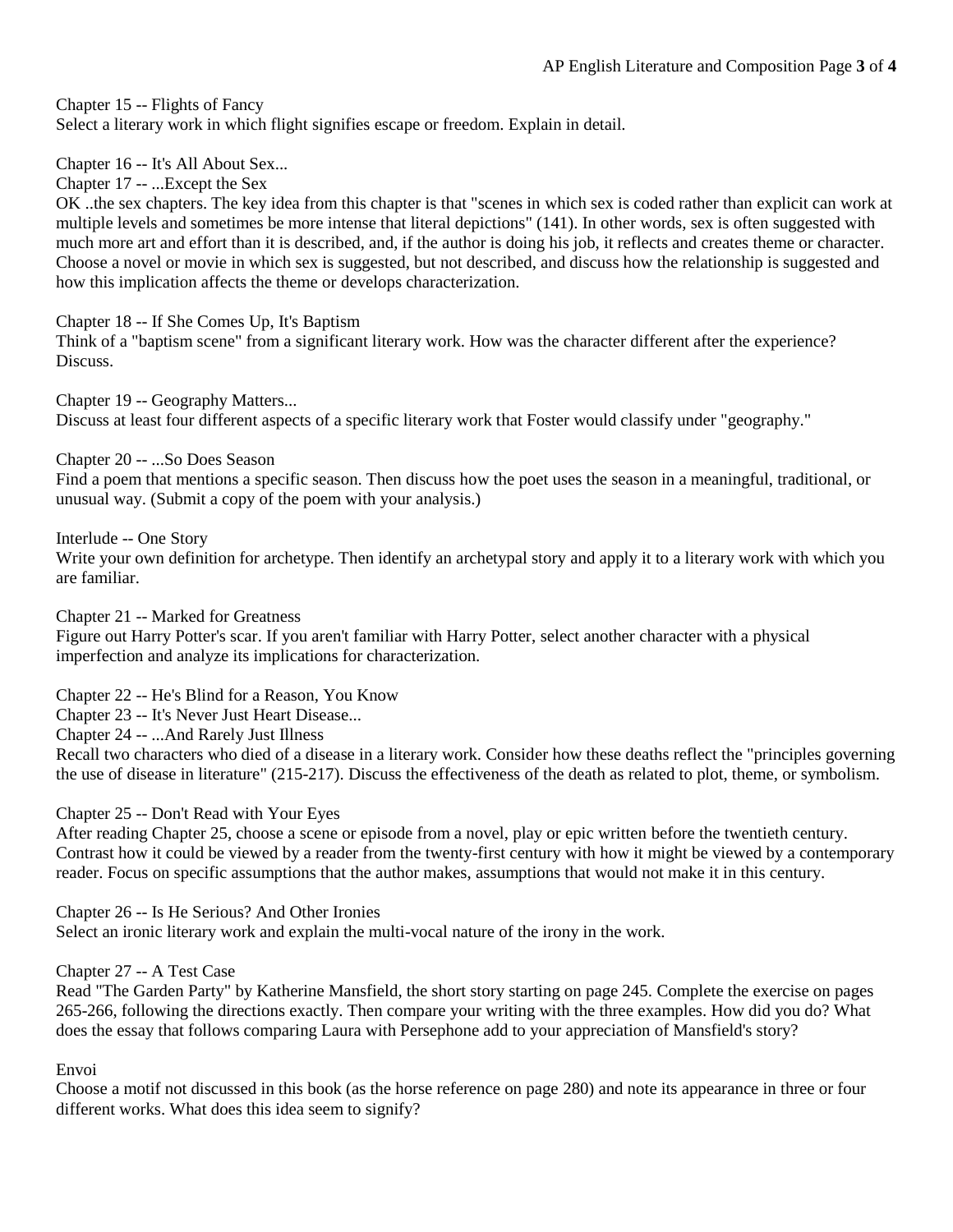Chapter 15 -- Flights of Fancy
Select a literary work in which flight signifies escape or freedom. Explain in detail.

Chapter 16 -- It's All About Sex...
Chapter 17 -- ...Except the Sex
OK ..the sex chapters. The key idea from this chapter is that "scenes in which sex is coded rather than explicit can work at multiple levels and sometimes be more intense that literal depictions" (141). In other words, sex is often suggested with much more art and effort than it is described, and, if the author is doing his job, it reflects and creates theme or character. Choose a novel or movie in which sex is suggested, but not described, and discuss how the relationship is suggested and how this implication affects the theme or develops characterization.

Chapter 18 -- If She Comes Up, It's Baptism
Think of a "baptism scene" from a significant literary work. How was the character different after the experience? Discuss.

Chapter 19 -- Geography Matters...
Discuss at least four different aspects of a specific literary work that Foster would classify under "geography."

Chapter 20 -- ...So Does Season
Find a poem that mentions a specific season. Then discuss how the poet uses the season in a meaningful, traditional, or unusual way. (Submit a copy of the poem with your analysis.)

Interlude -- One Story
Write your own definition for archetype. Then identify an archetypal story and apply it to a literary work with which you are familiar.

Chapter 21 -- Marked for Greatness
Figure out Harry Potter's scar. If you aren't familiar with Harry Potter, select another character with a physical imperfection and analyze its implications for characterization.

Chapter 22 -- He's Blind for a Reason, You Know
Chapter 23 -- It's Never Just Heart Disease...
Chapter 24 -- ...And Rarely Just Illness
Recall two characters who died of a disease in a literary work. Consider how these deaths reflect the "principles governing the use of disease in literature" (215-217). Discuss the effectiveness of the death as related to plot, theme, or symbolism.

Chapter 25 -- Don't Read with Your Eyes
After reading Chapter 25, choose a scene or episode from a novel, play or epic written before the twentieth century. Contrast how it could be viewed by a reader from the twenty-first century with how it might be viewed by a contemporary reader. Focus on specific assumptions that the author makes, assumptions that would not make it in this century.

Chapter 26 -- Is He Serious? And Other Ironies
Select an ironic literary work and explain the multi-vocal nature of the irony in the work.

Chapter 27 -- A Test Case
Read "The Garden Party" by Katherine Mansfield, the short story starting on page 245. Complete the exercise on pages 265-266, following the directions exactly. Then compare your writing with the three examples. How did you do? What does the essay that follows comparing Laura with Persephone add to your appreciation of Mansfield's story?

Envoi
Choose a motif not discussed in this book (as the horse reference on page 280) and note its appearance in three or four different works. What does this idea seem to signify?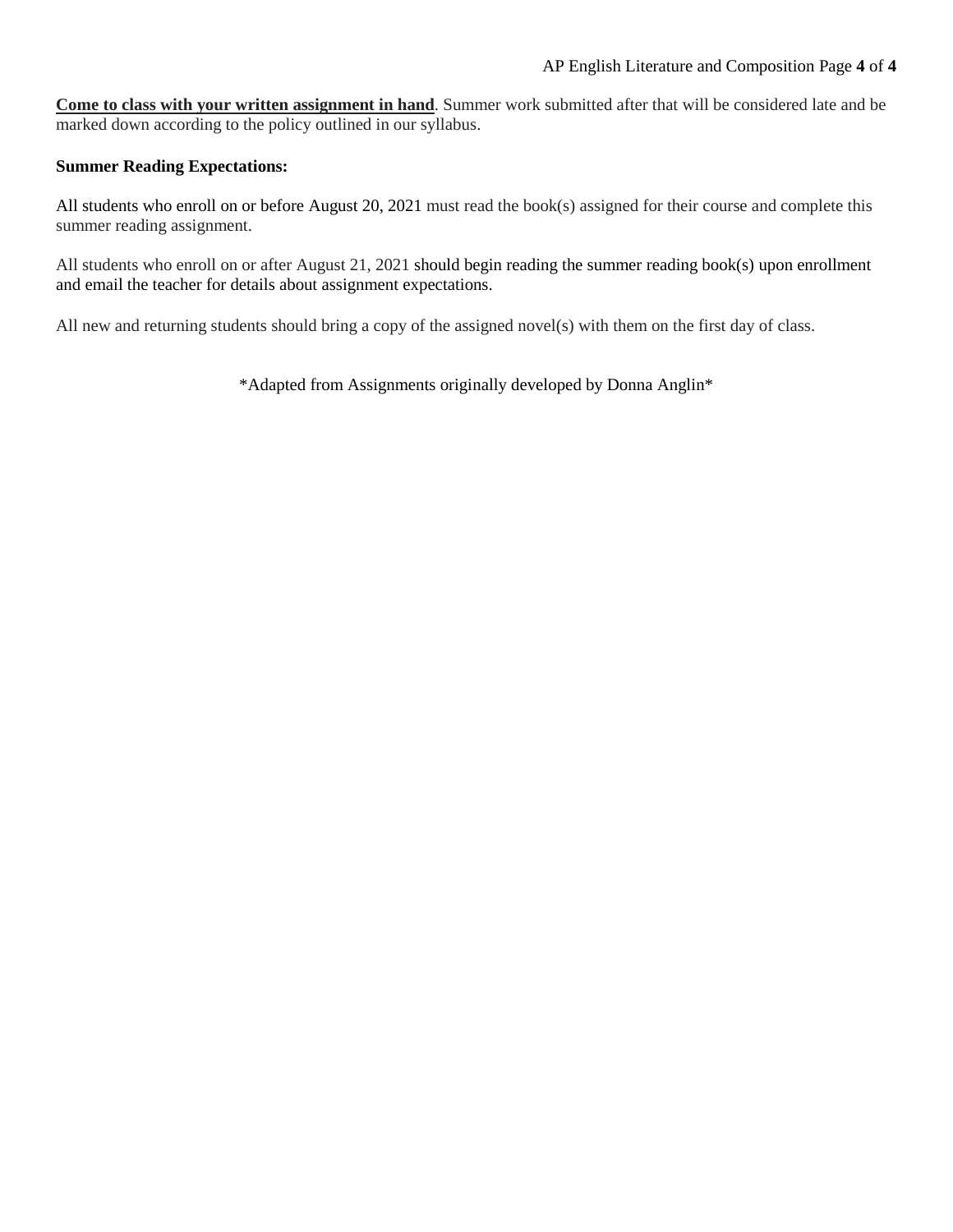**<u>Come to class with your written assignment in hand</u>**. Summer work submitted after that will be considered late and be marked down according to the policy outlined in our syllabus.

**Summer Reading Expectations:**

All students who enroll on or before August 20, 2021 must read the book(s) assigned for their course and complete this summer reading assignment.

All students who enroll on or after August 21, 2021 should begin reading the summer reading book(s) upon enrollment and email the teacher for details about assignment expectations.

All new and returning students should bring a copy of the assigned novel(s) with them on the first day of class.

*Adapted from Assignments originally developed by Donna Anglin*